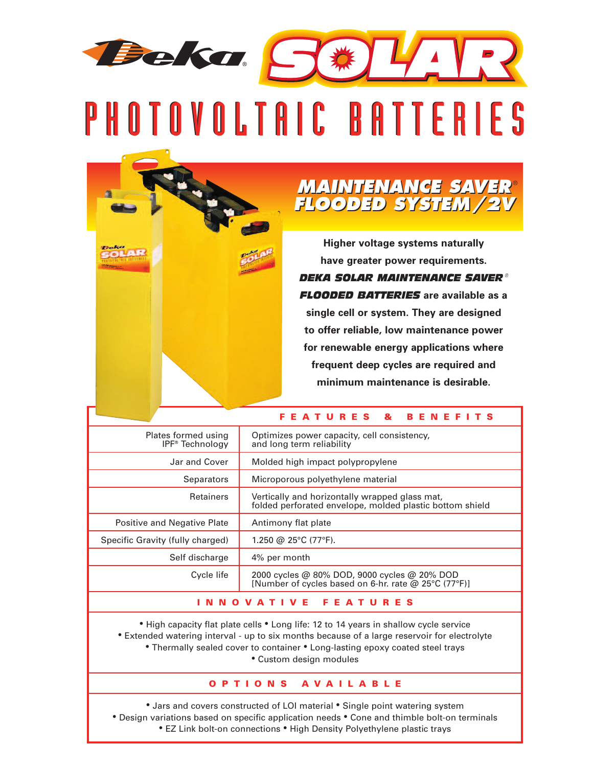# Deka® SOLAR

# PHOTOVOLTAIC BATTERIES

## MAINTENANCE SAVER® FLOODED SYSTEM/2V

**Higher voltage systems naturally have greater power requirements. *DEKA SOLAR MAINTENANCE SAVER® FLOODED BATTERIES* are available as a single cell or system. They are designed to offer reliable, low maintenance power for renewable energy applications where frequent deep cycles are required and minimum maintenance is desirable.**

### FEATURES & BENEFITS

| Feature | Benefit |
|---|---|
| Plates formed using IPF® Technology | Optimizes power capacity, cell consistency, and long term reliability |
| Jar and Cover | Molded high impact polypropylene |
| Separators | Microporous polyethylene material |
| Retainers | Vertically and horizontally wrapped glass mat, folded perforated envelope, molded plastic bottom shield |
| Positive and Negative Plate | Antimony flat plate |
| Specific Gravity (fully charged) | 1.250 @ 25°C (77°F). |
| Self discharge | 4% per month |
| Cycle life | 2000 cycles @ 80% DOD, 9000 cycles @ 20% DOD [Number of cycles based on 6-hr. rate @ 25°C (77°F)] |

### INNOVATIVE FEATURES

- High capacity flat plate cells
- Long life: 12 to 14 years in shallow cycle service
- Extended watering interval - up to six months because of a large reservoir for electrolyte
- Thermally sealed cover to container
- Long-lasting epoxy coated steel trays
- Custom design modules

### OPTIONS AVAILABLE

- Jars and covers constructed of LOI material
- Single point watering system
- Design variations based on specific application needs
- Cone and thimble bolt-on terminals
- EZ Link bolt-on connections
- High Density Polyethylene plastic trays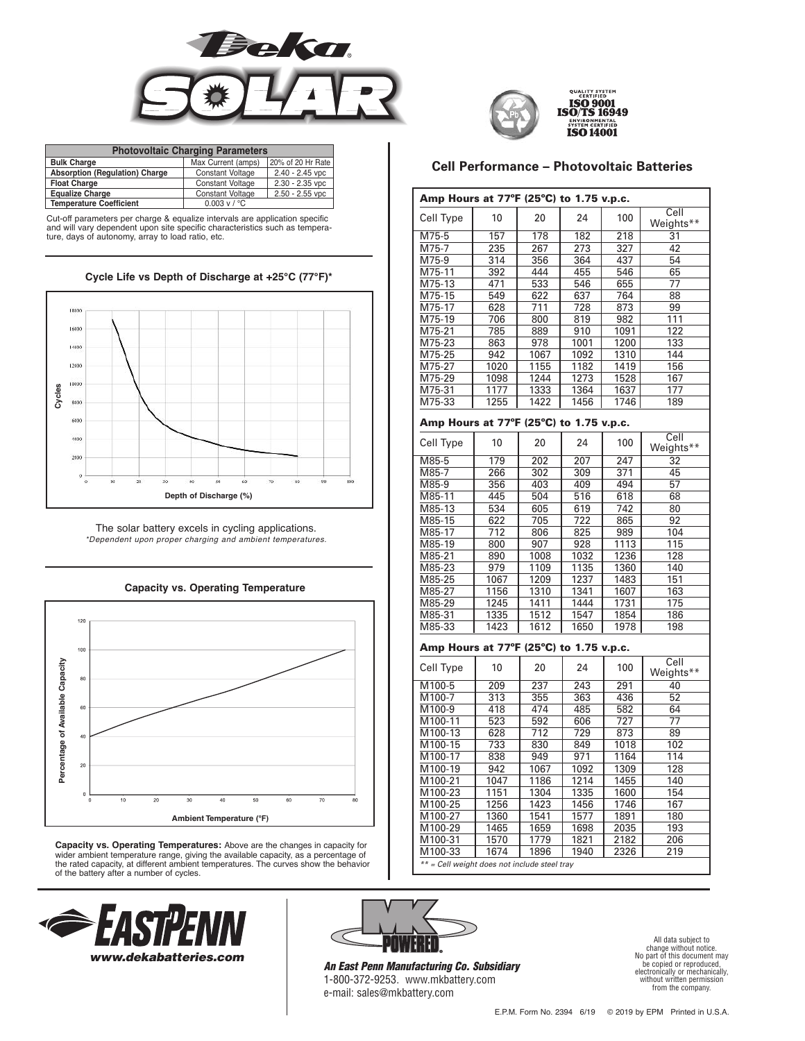# Deka SOLAR

| Photovoltaic Charging Parameters | | |
|---|---|---|
| **Bulk Charge** | Max Current (amps) | 20% of 20 Hr Rate |
| **Absorption (Regulation) Charge** | Constant Voltage | 2.40 - 2.45 vpc |
| **Float Charge** | Constant Voltage | 2.30 - 2.35 vpc |
| **Equalize Charge** | Constant Voltage | 2.50 - 2.55 vpc |
| **Temperature Coefficient** | 0.003 v / °C | |

Cut-off parameters per charge & equalize intervals are application specific and will vary dependent upon site specific characteristics such as temperature, days of autonomy, array to load ratio, etc.

### Cycle Life vs Depth of Discharge at +25°C (77°F)*

Cycles

18000
16000
14000
12000
10000
8000
6000
4000
2000
0

0 10 20 30 40 50 60 70 80 90 100

Depth of Discharge (%)

The solar battery excels in cycling applications.

*\*Dependent upon proper charging and ambient temperatures.*

### Capacity vs. Operating Temperature

Percentage of Available Capacity

120
100
80
60
40
20
0

0 10 20 30 40 50 60 70 80

Ambient Temperature (°F)

**Capacity vs. Operating Temperatures:** Above are the changes in capacity for wider ambient temperature range, giving the available capacity, as a percentage of the rated capacity, at different ambient temperatures. The curves show the behavior of the battery after a number of cycles.

QUALITY SYSTEM CERTIFIED ISO 9001 ISO/TS 16949 ENVIRONMENTAL SYSTEM CERTIFIED ISO 14001

## Cell Performance – Photovoltaic Batteries

**Amp Hours at 77°F (25°C) to 1.75 v.p.c.**

| Cell Type | 10 | 20 | 24 | 100 | Cell Weights** |
|---|---|---|---|---|---|
| M75-5 | 157 | 178 | 182 | 218 | 31 |
| M75-7 | 235 | 267 | 273 | 327 | 42 |
| M75-9 | 314 | 356 | 364 | 437 | 54 |
| M75-11 | 392 | 444 | 455 | 546 | 65 |
| M75-13 | 471 | 533 | 546 | 655 | 77 |
| M75-15 | 549 | 622 | 637 | 764 | 88 |
| M75-17 | 628 | 711 | 728 | 873 | 99 |
| M75-19 | 706 | 800 | 819 | 982 | 111 |
| M75-21 | 785 | 889 | 910 | 1091 | 122 |
| M75-23 | 863 | 978 | 1001 | 1200 | 133 |
| M75-25 | 942 | 1067 | 1092 | 1310 | 144 |
| M75-27 | 1020 | 1155 | 1182 | 1419 | 156 |
| M75-29 | 1098 | 1244 | 1273 | 1528 | 167 |
| M75-31 | 1177 | 1333 | 1364 | 1637 | 177 |
| M75-33 | 1255 | 1422 | 1456 | 1746 | 189 |

**Amp Hours at 77°F (25°C) to 1.75 v.p.c.**

| Cell Type | 10 | 20 | 24 | 100 | Cell Weights** |
|---|---|---|---|---|---|
| M85-5 | 179 | 202 | 207 | 247 | 32 |
| M85-7 | 266 | 302 | 309 | 371 | 45 |
| M85-9 | 356 | 403 | 409 | 494 | 57 |
| M85-11 | 445 | 504 | 516 | 618 | 68 |
| M85-13 | 534 | 605 | 619 | 742 | 80 |
| M85-15 | 622 | 705 | 722 | 865 | 92 |
| M85-17 | 712 | 806 | 825 | 989 | 104 |
| M85-19 | 800 | 907 | 928 | 1113 | 115 |
| M85-21 | 890 | 1008 | 1032 | 1236 | 128 |
| M85-23 | 979 | 1109 | 1135 | 1360 | 140 |
| M85-25 | 1067 | 1209 | 1237 | 1483 | 151 |
| M85-27 | 1156 | 1310 | 1341 | 1607 | 163 |
| M85-29 | 1245 | 1411 | 1444 | 1731 | 175 |
| M85-31 | 1335 | 1512 | 1547 | 1854 | 186 |
| M85-33 | 1423 | 1612 | 1650 | 1978 | 198 |

**Amp Hours at 77°F (25°C) to 1.75 v.p.c.**

| Cell Type | 10 | 20 | 24 | 100 | Cell Weights** |
|---|---|---|---|---|---|
| M100-5 | 209 | 237 | 243 | 291 | 40 |
| M100-7 | 313 | 355 | 363 | 436 | 52 |
| M100-9 | 418 | 474 | 485 | 582 | 64 |
| M100-11 | 523 | 592 | 606 | 727 | 77 |
| M100-13 | 628 | 712 | 729 | 873 | 89 |
| M100-15 | 733 | 830 | 849 | 1018 | 102 |
| M100-17 | 838 | 949 | 971 | 1164 | 114 |
| M100-19 | 942 | 1067 | 1092 | 1309 | 128 |
| M100-21 | 1047 | 1186 | 1214 | 1455 | 140 |
| M100-23 | 1151 | 1304 | 1335 | 1600 | 154 |
| M100-25 | 1256 | 1423 | 1456 | 1746 | 167 |
| M100-27 | 1360 | 1541 | 1577 | 1891 | 180 |
| M100-29 | 1465 | 1659 | 1698 | 2035 | 193 |
| M100-31 | 1570 | 1779 | 1821 | 2182 | 206 |
| M100-33 | 1674 | 1896 | 1940 | 2326 | 219 |

*\*\* = Cell weight does not include steel tray*

**EASTPENN**
*www.dekabatteries.com*

**MK POWERED**
***An East Penn Manufacturing Co. Subsidiary***
1-800-372-9253. www.mkbattery.com
e-mail: sales@mkbattery.com

All data subject to change without notice. No part of this document may be copied or reproduced, electronically or mechanically, without written permission from the company.

E.P.M. Form No. 2394 6/19 © 2019 by EPM Printed in U.S.A.